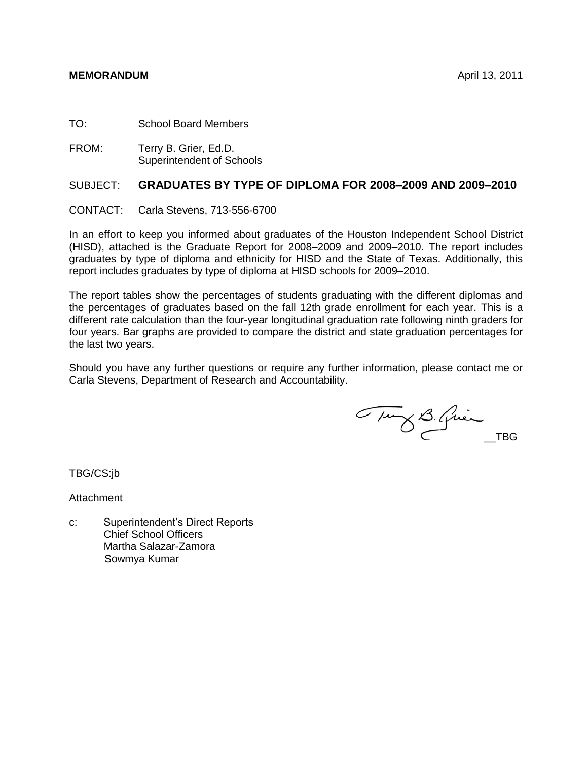**MEMORANDUM** April 13, 2011

TO: School Board Members

FROM: Terry B. Grier, Ed.D.
Superintendent of Schools

SUBJECT: **GRADUATES BY TYPE OF DIPLOMA FOR 2008–2009 AND 2009–2010**

CONTACT: Carla Stevens, 713-556-6700

In an effort to keep you informed about graduates of the Houston Independent School District (HISD), attached is the Graduate Report for 2008–2009 and 2009–2010. The report includes graduates by type of diploma and ethnicity for HISD and the State of Texas. Additionally, this report includes graduates by type of diploma at HISD schools for 2009–2010.

The report tables show the percentages of students graduating with the different diplomas and the percentages of graduates based on the fall 12th grade enrollment for each year. This is a different rate calculation than the four-year longitudinal graduation rate following ninth graders for four years. Bar graphs are provided to compare the district and state graduation percentages for the last two years.

Should you have any further questions or require any further information, please contact me or Carla Stevens, Department of Research and Accountability.

TBG

TBG/CS:jb

Attachment

c: Superintendent's Direct Reports
Chief School Officers
Martha Salazar-Zamora
Sowmya Kumar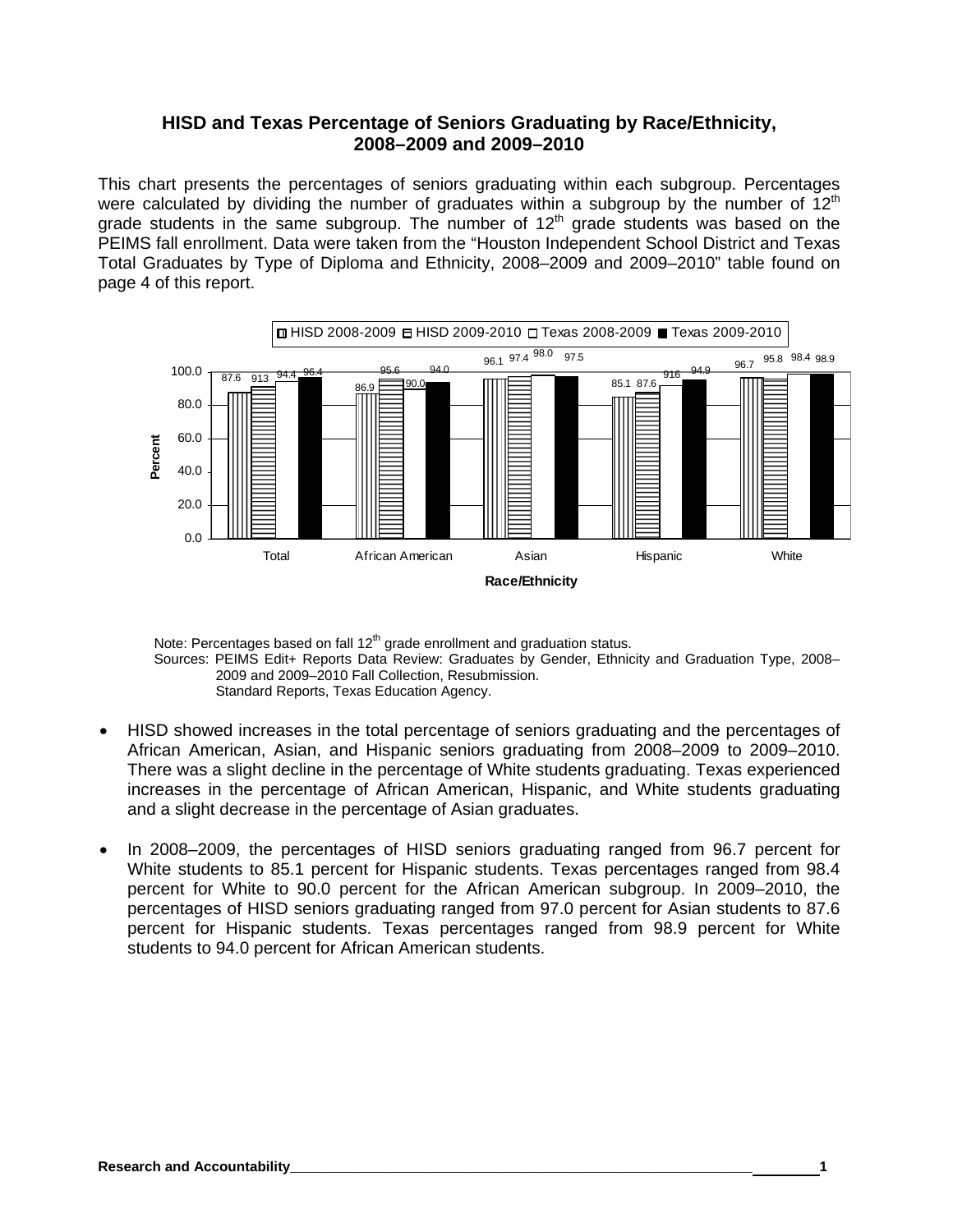## HISD and Texas Percentage of Seniors Graduating by Race/Ethnicity, 2008–2009 and 2009–2010

This chart presents the percentages of seniors graduating within each subgroup. Percentages were calculated by dividing the number of graduates within a subgroup by the number of 12th grade students in the same subgroup. The number of 12th grade students was based on the PEIMS fall enrollment. Data were taken from the "Houston Independent School District and Texas Total Graduates by Type of Diploma and Ethnicity, 2008–2009 and 2009–2010" table found on page 4 of this report.

| Race/Ethnicity | HISD 2008-2009 | HISD 2009-2010 | Texas 2008-2009 | Texas 2009-2010 |
|---|---|---|---|---|
| Total | 87.6 | 913 | 94.4 | 96.4 |
| African American | 86.9 | 95.6 | 90.0 | 94.0 |
| Asian | 96.1 | 97.4 | 98.0 | 97.5 |
| Hispanic | 85.1 | 87.6 | 916 | 94.9 |
| White | 96.7 | 95.8 | 98.4 | 98.9 |

Note: Percentages based on fall 12th grade enrollment and graduation status.

Sources: PEIMS Edit+ Reports Data Review: Graduates by Gender, Ethnicity and Graduation Type, 2008–2009 and 2009–2010 Fall Collection, Resubmission.
Standard Reports, Texas Education Agency.

- HISD showed increases in the total percentage of seniors graduating and the percentages of African American, Asian, and Hispanic seniors graduating from 2008–2009 to 2009–2010. There was a slight decline in the percentage of White students graduating. Texas experienced increases in the percentage of African American, Hispanic, and White students graduating and a slight decrease in the percentage of Asian graduates.

- In 2008–2009, the percentages of HISD seniors graduating ranged from 96.7 percent for White students to 85.1 percent for Hispanic students. Texas percentages ranged from 98.4 percent for White to 90.0 percent for the African American subgroup. In 2009–2010, the percentages of HISD seniors graduating ranged from 97.0 percent for Asian students to 87.6 percent for Hispanic students. Texas percentages ranged from 98.9 percent for White students to 94.0 percent for African American students.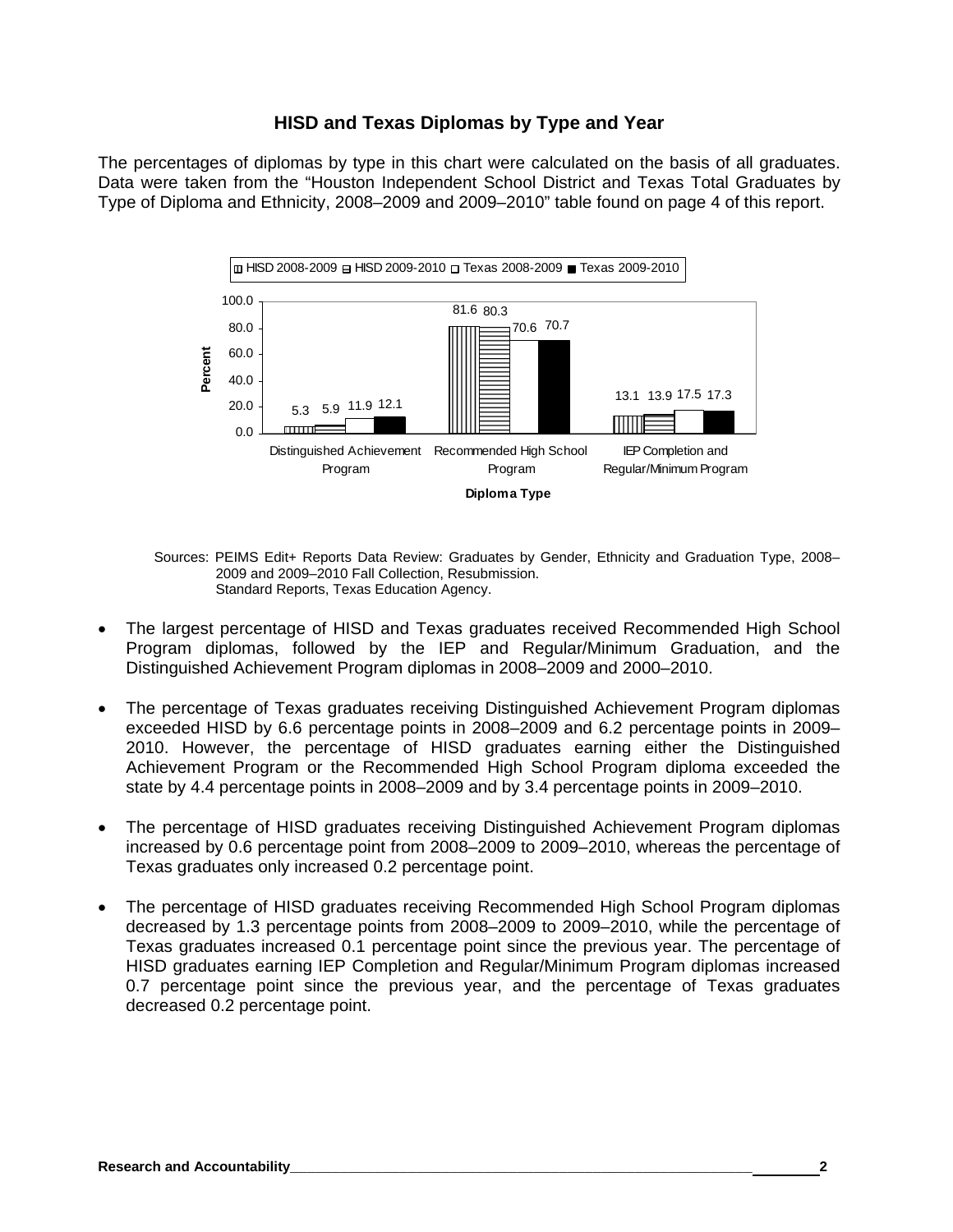## HISD and Texas Diplomas by Type and Year

The percentages of diplomas by type in this chart were calculated on the basis of all graduates. Data were taken from the "Houston Independent School District and Texas Total Graduates by Type of Diploma and Ethnicity, 2008–2009 and 2009–2010" table found on page 4 of this report.

| Diploma Type | HISD 2008-2009 | HISD 2009-2010 | Texas 2008-2009 | Texas 2009-2010 |
|---|---|---|---|---|
| Distinguished Achievement Program | 5.3 | 5.9 | 11.9 | 12.1 |
| Recommended High School Program | 81.6 | 80.3 | 70.6 | 70.7 |
| IEP Completion and Regular/Minimum Program | 13.1 | 13.9 | 17.5 | 17.3 |

Sources: PEIMS Edit+ Reports Data Review: Graduates by Gender, Ethnicity and Graduation Type, 2008–2009 and 2009–2010 Fall Collection, Resubmission.
Standard Reports, Texas Education Agency.

- The largest percentage of HISD and Texas graduates received Recommended High School Program diplomas, followed by the IEP and Regular/Minimum Graduation, and the Distinguished Achievement Program diplomas in 2008–2009 and 2000–2010.
- The percentage of Texas graduates receiving Distinguished Achievement Program diplomas exceeded HISD by 6.6 percentage points in 2008–2009 and 6.2 percentage points in 2009–2010. However, the percentage of HISD graduates earning either the Distinguished Achievement Program or the Recommended High School Program diploma exceeded the state by 4.4 percentage points in 2008–2009 and by 3.4 percentage points in 2009–2010.
- The percentage of HISD graduates receiving Distinguished Achievement Program diplomas increased by 0.6 percentage point from 2008–2009 to 2009–2010, whereas the percentage of Texas graduates only increased 0.2 percentage point.
- The percentage of HISD graduates receiving Recommended High School Program diplomas decreased by 1.3 percentage points from 2008–2009 to 2009–2010, while the percentage of Texas graduates increased 0.1 percentage point since the previous year. The percentage of HISD graduates earning IEP Completion and Regular/Minimum Program diplomas increased 0.7 percentage point since the previous year, and the percentage of Texas graduates decreased 0.2 percentage point.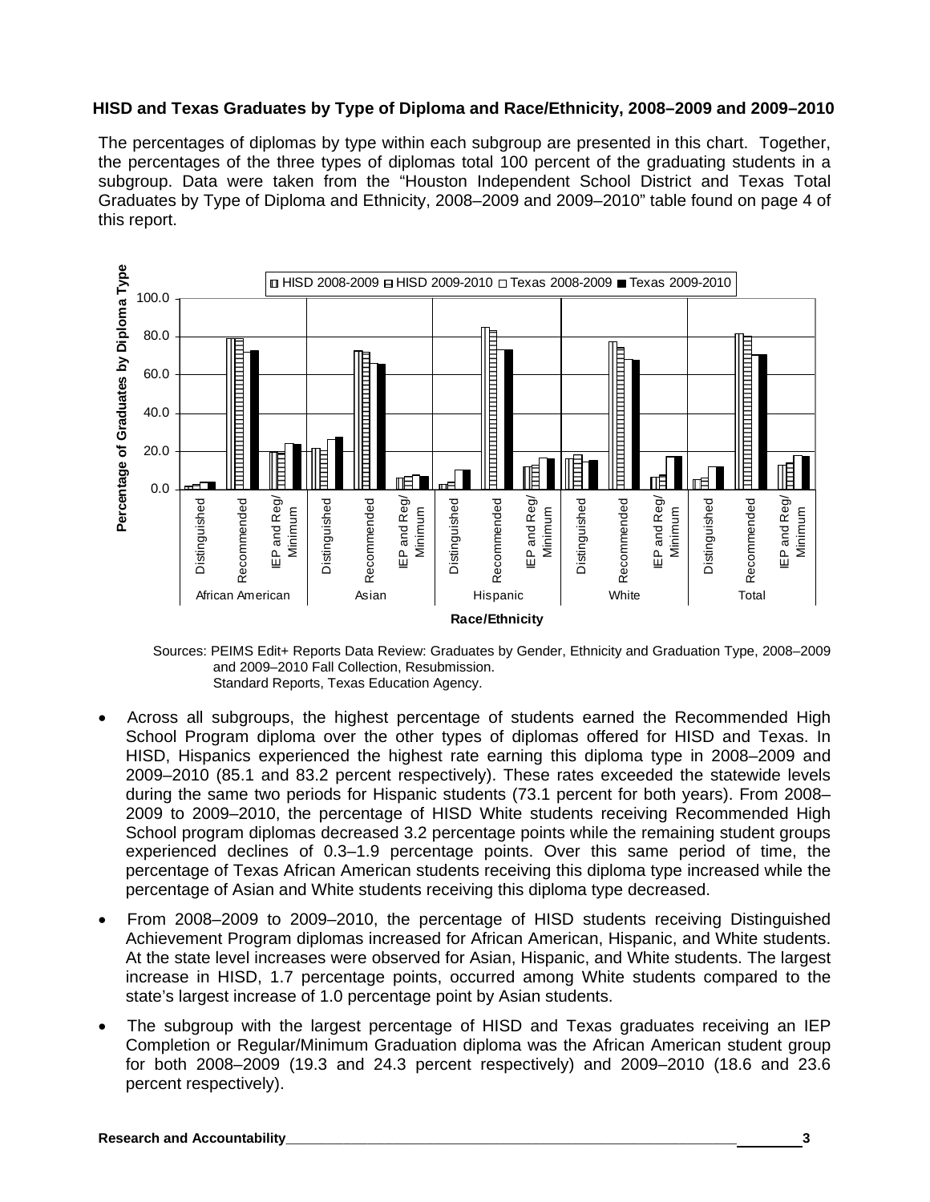**HISD and Texas Graduates by Type of Diploma and Race/Ethnicity, 2008–2009 and 2009–2010**

The percentages of diplomas by type within each subgroup are presented in this chart. Together, the percentages of the three types of diplomas total 100 percent of the graduating students in a subgroup. Data were taken from the "Houston Independent School District and Texas Total Graduates by Type of Diploma and Ethnicity, 2008–2009 and 2009–2010" table found on page 4 of this report.

Sources: PEIMS Edit+ Reports Data Review: Graduates by Gender, Ethnicity and Graduation Type, 2008–2009 and 2009–2010 Fall Collection, Resubmission.
Standard Reports, Texas Education Agency.

- Across all subgroups, the highest percentage of students earned the Recommended High School Program diploma over the other types of diplomas offered for HISD and Texas. In HISD, Hispanics experienced the highest rate earning this diploma type in 2008–2009 and 2009–2010 (85.1 and 83.2 percent respectively). These rates exceeded the statewide levels during the same two periods for Hispanic students (73.1 percent for both years). From 2008–2009 to 2009–2010, the percentage of HISD White students receiving Recommended High School program diplomas decreased 3.2 percentage points while the remaining student groups experienced declines of 0.3–1.9 percentage points. Over this same period of time, the percentage of Texas African American students receiving this diploma type increased while the percentage of Asian and White students receiving this diploma type decreased.
- From 2008–2009 to 2009–2010, the percentage of HISD students receiving Distinguished Achievement Program diplomas increased for African American, Hispanic, and White students. At the state level increases were observed for Asian, Hispanic, and White students. The largest increase in HISD, 1.7 percentage points, occurred among White students compared to the state's largest increase of 1.0 percentage point by Asian students.
- The subgroup with the largest percentage of HISD and Texas graduates receiving an IEP Completion or Regular/Minimum Graduation diploma was the African American student group for both 2008–2009 (19.3 and 24.3 percent respectively) and 2009–2010 (18.6 and 23.6 percent respectively).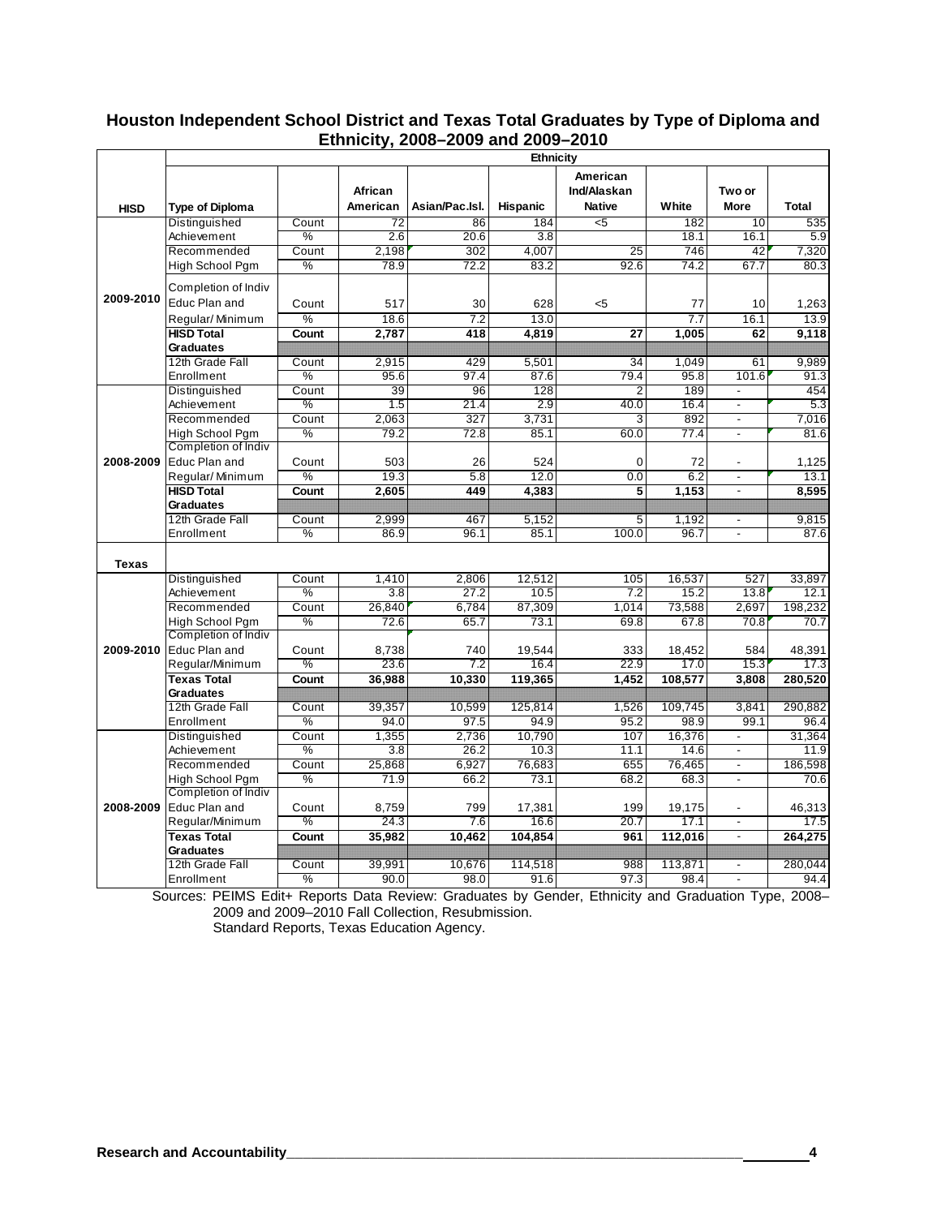**Houston Independent School District and Texas Total Graduates by Type of Diploma and Ethnicity, 2008–2009 and 2009–2010**

| HISD | Type of Diploma | | African American | Asian/Pac.Isl. | Hispanic | American Ind/Alaskan Native | White | Two or More | Total |
|---|---|---|---|---|---|---|---|---|---|
| 2009-2010 | Distinguished Achievement | Count | 72 | 86 | 184 | <5 | 182 | 10 | 535 |
| | | % | 2.6 | 20.6 | 3.8 | | 18.1 | 16.1 | 5.9 |
| | Recommended High School Pgm | Count | 2,198 | 302 | 4,007 | 25 | 746 | 42 | 7,320 |
| | | % | 78.9 | 72.2 | 83.2 | 92.6 | 74.2 | 67.7 | 80.3 |
| | Completion of Indiv Educ Plan and Regular/Minimum | Count | 517 | 30 | 628 | <5 | 77 | 10 | 1,263 |
| | | % | 18.6 | 7.2 | 13.0 | | 7.7 | 16.1 | 13.9 |
| | **HISD Total Graduates** | **Count** | **2,787** | **418** | **4,819** | **27** | **1,005** | **62** | **9,118** |
| | 12th Grade Fall Enrollment | Count | 2,915 | 429 | 5,501 | 34 | 1,049 | 61 | 9,989 |
| | | % | 95.6 | 97.4 | 87.6 | 79.4 | 95.8 | 101.6 | 91.3 |
| 2008-2009 | Distinguished Achievement | Count | 39 | 96 | 128 | 2 | 189 | - | 454 |
| | | % | 1.5 | 21.4 | 2.9 | 40.0 | 16.4 | - | 5.3 |
| | Recommended High School Pgm | Count | 2,063 | 327 | 3,731 | 3 | 892 | - | 7,016 |
| | | % | 79.2 | 72.8 | 85.1 | 60.0 | 77.4 | - | 81.6 |
| | Completion of Indiv Educ Plan and Regular/Minimum | Count | 503 | 26 | 524 | 0 | 72 | - | 1,125 |
| | | % | 19.3 | 5.8 | 12.0 | 0.0 | 6.2 | - | 13.1 |
| | **HISD Total Graduates** | **Count** | **2,605** | **449** | **4,383** | **5** | **1,153** | - | **8,595** |
| | 12th Grade Fall Enrollment | Count | 2,999 | 467 | 5,152 | 5 | 1,192 | - | 9,815 |
| | | % | 86.9 | 96.1 | 85.1 | 100.0 | 96.7 | - | 87.6 |
| **Texas** | | | | | | | | | |
| 2009-2010 | Distinguished Achievement | Count | 1,410 | 2,806 | 12,512 | 105 | 16,537 | 527 | 33,897 |
| | | % | 3.8 | 27.2 | 10.5 | 7.2 | 15.2 | 13.8 | 12.1 |
| | Recommended High School Pgm | Count | 26,840 | 6,784 | 87,309 | 1,014 | 73,588 | 2,697 | 198,232 |
| | | % | 72.6 | 65.7 | 73.1 | 69.8 | 67.8 | 70.8 | 70.7 |
| | Completion of Indiv Educ Plan and Regular/Minimum | Count | 8,738 | 740 | 19,544 | 333 | 18,452 | 584 | 48,391 |
| | | % | 23.6 | 7.2 | 16.4 | 22.9 | 17.0 | 15.3 | 17.3 |
| | **Texas Total Graduates** | **Count** | **36,988** | **10,330** | **119,365** | **1,452** | **108,577** | **3,808** | **280,520** |
| | 12th Grade Fall Enrollment | Count | 39,357 | 10,599 | 125,814 | 1,526 | 109,745 | 3,841 | 290,882 |
| | | % | 94.0 | 97.5 | 94.9 | 95.2 | 98.9 | 99.1 | 96.4 |
| 2008-2009 | Distinguished Achievement | Count | 1,355 | 2,736 | 10,790 | 107 | 16,376 | - | 31,364 |
| | | % | 3.8 | 26.2 | 10.3 | 11.1 | 14.6 | - | 11.9 |
| | Recommended High School Pgm | Count | 25,868 | 6,927 | 76,683 | 655 | 76,465 | - | 186,598 |
| | | % | 71.9 | 66.2 | 73.1 | 68.2 | 68.3 | - | 70.6 |
| | Completion of Indiv Educ Plan and Regular/Minimum | Count | 8,759 | 799 | 17,381 | 199 | 19,175 | - | 46,313 |
| | | % | 24.3 | 7.6 | 16.6 | 20.7 | 17.1 | - | 17.5 |
| | **Texas Total Graduates** | **Count** | **35,982** | **10,462** | **104,854** | **961** | **112,016** | - | **264,275** |
| | 12th Grade Fall Enrollment | Count | 39,991 | 10,676 | 114,518 | 988 | 113,871 | - | 280,044 |
| | | % | 90.0 | 98.0 | 91.6 | 97.3 | 98.4 | - | 94.4 |

Sources: PEIMS Edit+ Reports Data Review: Graduates by Gender, Ethnicity and Graduation Type, 2008–2009 and 2009–2010 Fall Collection, Resubmission.
Standard Reports, Texas Education Agency.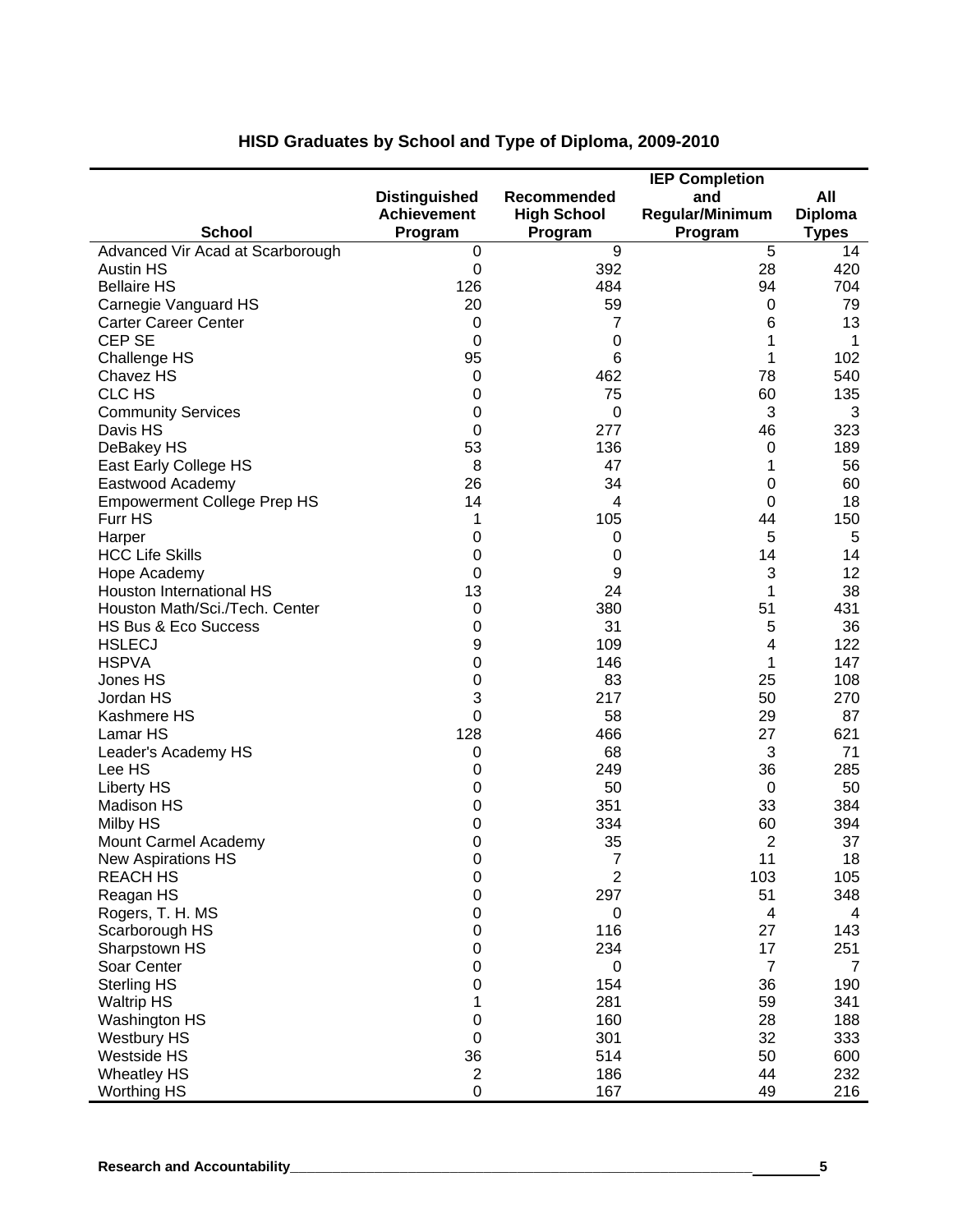# HISD Graduates by School and Type of Diploma, 2009-2010

| School | Distinguished Achievement Program | Recommended High School Program | IEP Completion and Regular/Minimum Program | All Diploma Types |
|---|---|---|---|---|
| Advanced Vir Acad at Scarborough | 0 | 9 | 5 | 14 |
| Austin HS | 0 | 392 | 28 | 420 |
| Bellaire HS | 126 | 484 | 94 | 704 |
| Carnegie Vanguard HS | 20 | 59 | 0 | 79 |
| Carter Career Center | 0 | 7 | 6 | 13 |
| CEP SE | 0 | 0 | 1 | 1 |
| Challenge HS | 95 | 6 | 1 | 102 |
| Chavez HS | 0 | 462 | 78 | 540 |
| CLC HS | 0 | 75 | 60 | 135 |
| Community Services | 0 | 0 | 3 | 3 |
| Davis HS | 0 | 277 | 46 | 323 |
| DeBakey HS | 53 | 136 | 0 | 189 |
| East Early College HS | 8 | 47 | 1 | 56 |
| Eastwood Academy | 26 | 34 | 0 | 60 |
| Empowerment College Prep HS | 14 | 4 | 0 | 18 |
| Furr HS | 1 | 105 | 44 | 150 |
| Harper | 0 | 0 | 5 | 5 |
| HCC Life Skills | 0 | 0 | 14 | 14 |
| Hope Academy | 0 | 9 | 3 | 12 |
| Houston International HS | 13 | 24 | 1 | 38 |
| Houston Math/Sci./Tech. Center | 0 | 380 | 51 | 431 |
| HS Bus & Eco Success | 0 | 31 | 5 | 36 |
| HSLECJ | 9 | 109 | 4 | 122 |
| HSPVA | 0 | 146 | 1 | 147 |
| Jones HS | 0 | 83 | 25 | 108 |
| Jordan HS | 3 | 217 | 50 | 270 |
| Kashmere HS | 0 | 58 | 29 | 87 |
| Lamar HS | 128 | 466 | 27 | 621 |
| Leader's Academy HS | 0 | 68 | 3 | 71 |
| Lee HS | 0 | 249 | 36 | 285 |
| Liberty HS | 0 | 50 | 0 | 50 |
| Madison HS | 0 | 351 | 33 | 384 |
| Milby HS | 0 | 334 | 60 | 394 |
| Mount Carmel Academy | 0 | 35 | 2 | 37 |
| New Aspirations HS | 0 | 7 | 11 | 18 |
| REACH HS | 0 | 2 | 103 | 105 |
| Reagan HS | 0 | 297 | 51 | 348 |
| Rogers, T. H. MS | 0 | 0 | 4 | 4 |
| Scarborough HS | 0 | 116 | 27 | 143 |
| Sharpstown HS | 0 | 234 | 17 | 251 |
| Soar Center | 0 | 0 | 7 | 7 |
| Sterling HS | 0 | 154 | 36 | 190 |
| Waltrip HS | 1 | 281 | 59 | 341 |
| Washington HS | 0 | 160 | 28 | 188 |
| Westbury HS | 0 | 301 | 32 | 333 |
| Westside HS | 36 | 514 | 50 | 600 |
| Wheatley HS | 2 | 186 | 44 | 232 |
| Worthing HS | 0 | 167 | 49 | 216 |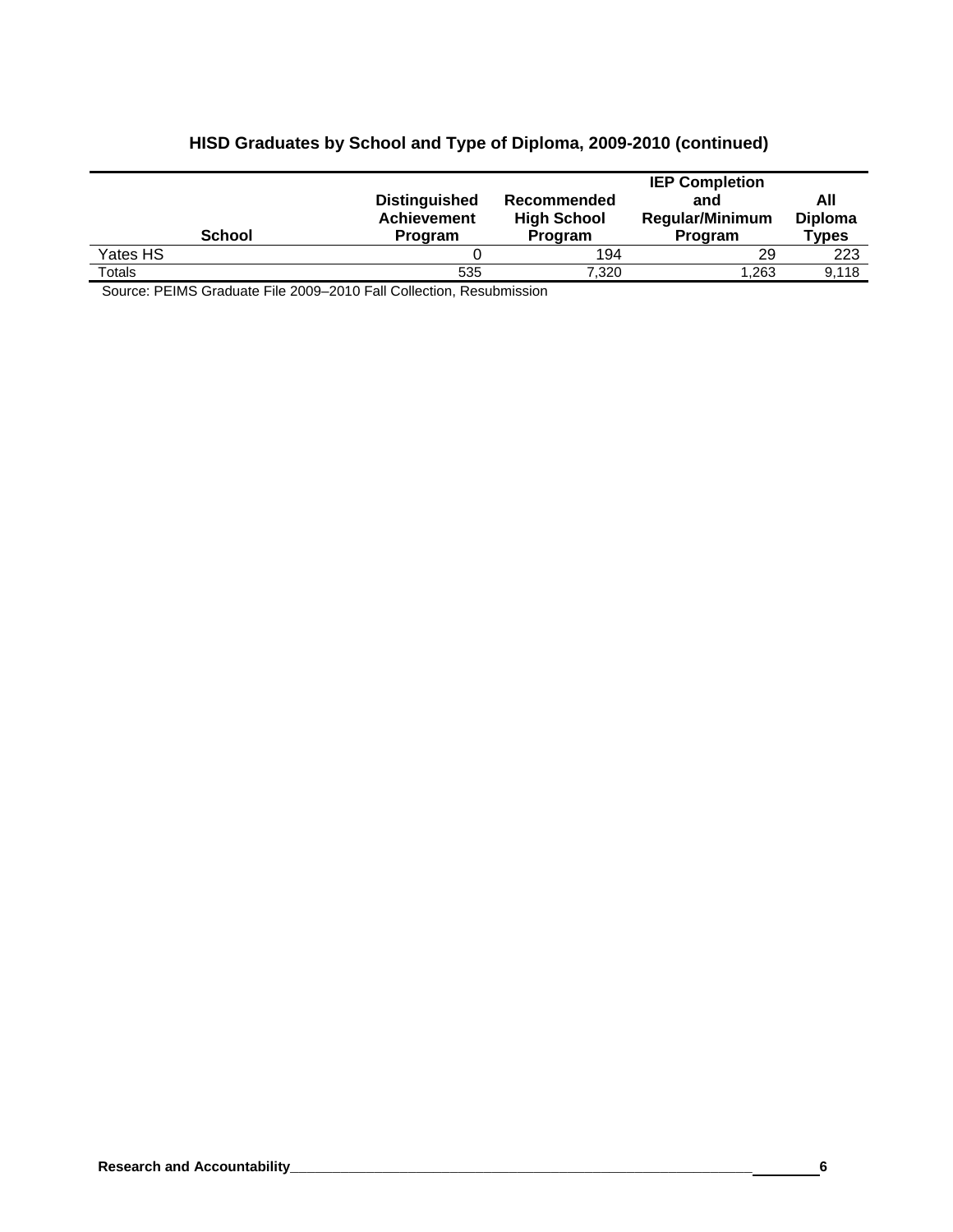## HISD Graduates by School and Type of Diploma, 2009-2010 (continued)

| School | Distinguished Achievement Program | Recommended High School Program | IEP Completion and Regular/Minimum Program | All Diploma Types |
|---|---|---|---|---|
| Yates HS | 0 | 194 | 29 | 223 |
| Totals | 535 | 7,320 | 1,263 | 9,118 |

Source: PEIMS Graduate File 2009–2010 Fall Collection, Resubmission